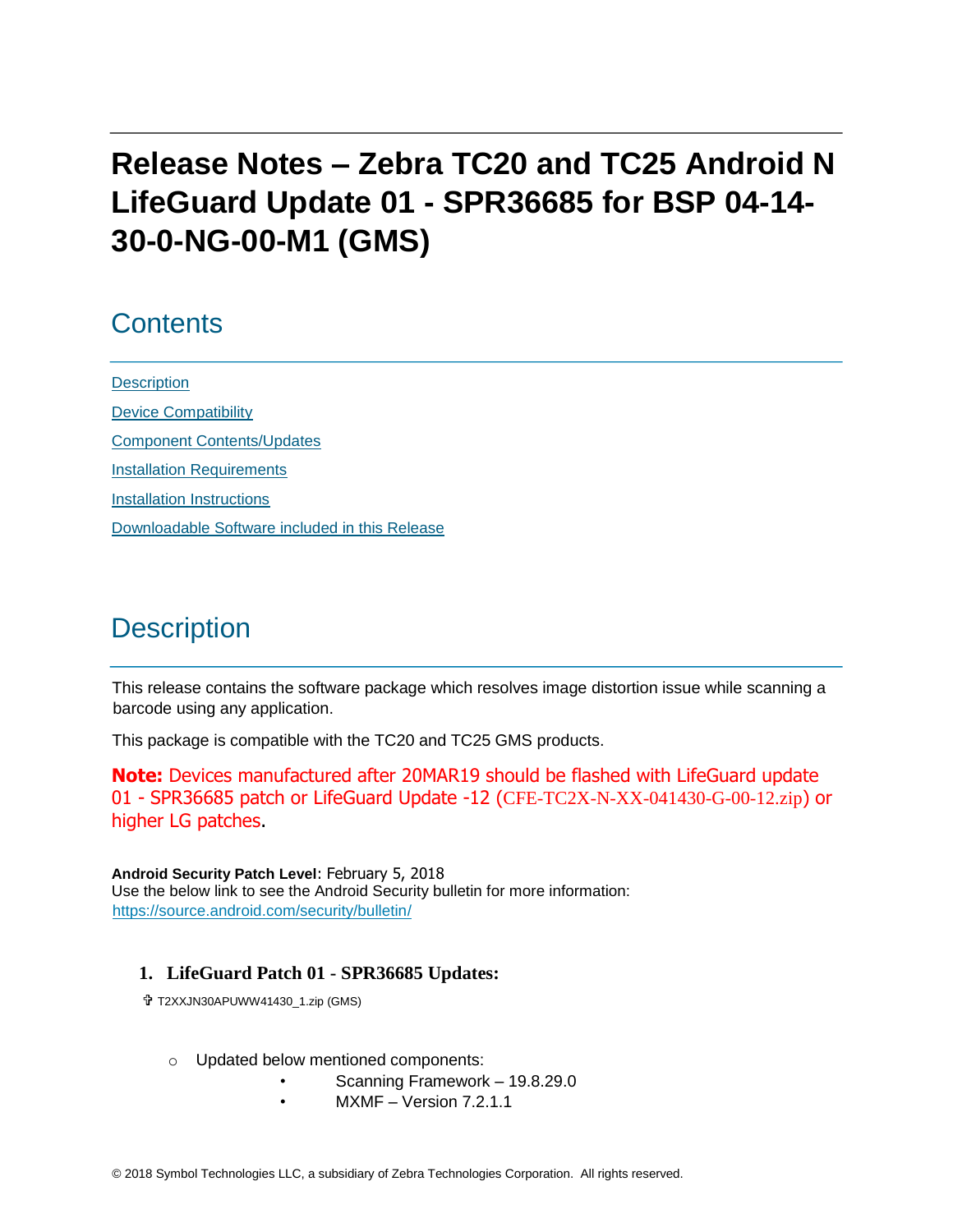# Release Notes – Zebra TC20 and TC25 Android N LifeGuard Update 01 - SPR36685 for BSP 04-14-30-0-NG-00-M1 (GMS)

## Contents

Description

Device Compatibility

Component Contents/Updates

Installation Requirements

Installation Instructions

Downloadable Software included in this Release

## Description

This release contains the software package which resolves image distortion issue while scanning a barcode using any application.

This package is compatible with the TC20 and TC25 GMS products.

**Note:** Devices manufactured after 20MAR19 should be flashed with LifeGuard update 01 - SPR36685 patch or LifeGuard Update -12 (CFE-TC2X-N-XX-041430-G-00-12.zip) or higher LG patches.

**Android Security Patch Level**: February 5, 2018
Use the below link to see the Android Security bulletin for more information:
https://source.android.com/security/bulletin/

### 1. LifeGuard Patch 01 - SPR36685 Updates:

- T2XXJN30APUWW41430_1.zip (GMS)

  - Updated below mentioned components:
    - Scanning Framework – 19.8.29.0
    - MXMF – Version 7.2.1.1

© 2018 Symbol Technologies LLC, a subsidiary of Zebra Technologies Corporation. All rights reserved.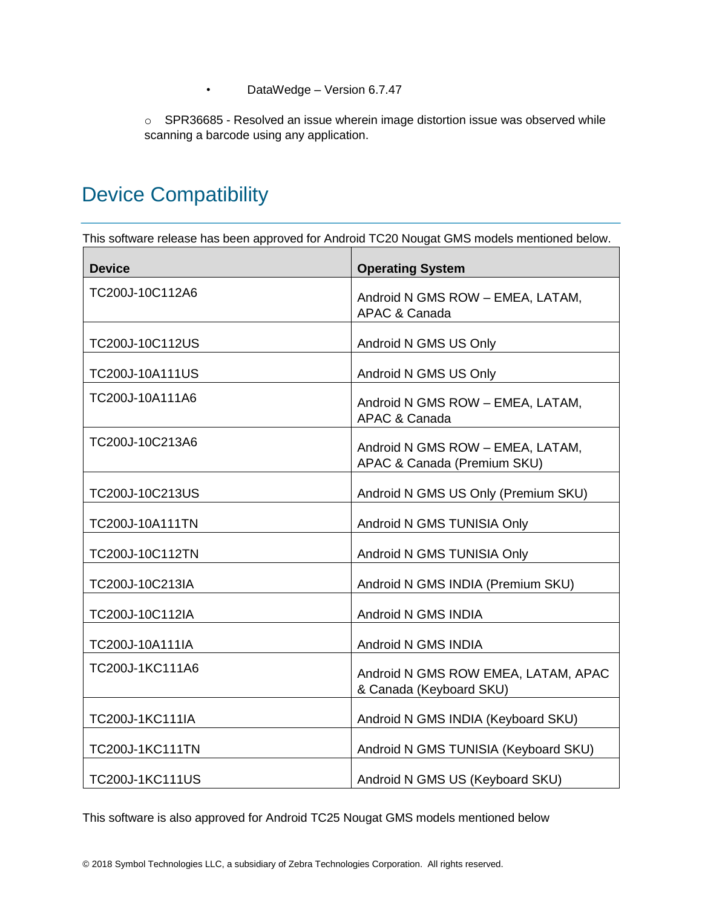- DataWedge – Version 6.7.47

  - SPR36685 - Resolved an issue wherein image distortion issue was observed while scanning a barcode using any application.

## Device Compatibility

This software release has been approved for Android TC20 Nougat GMS models mentioned below.

| Device | Operating System |
| --- | --- |
| TC200J-10C112A6 | Android N GMS ROW – EMEA, LATAM, APAC & Canada |
| TC200J-10C112US | Android N GMS US Only |
| TC200J-10A111US | Android N GMS US Only |
| TC200J-10A111A6 | Android N GMS ROW – EMEA, LATAM, APAC & Canada |
| TC200J-10C213A6 | Android N GMS ROW – EMEA, LATAM, APAC & Canada (Premium SKU) |
| TC200J-10C213US | Android N GMS US Only (Premium SKU) |
| TC200J-10A111TN | Android N GMS TUNISIA Only |
| TC200J-10C112TN | Android N GMS TUNISIA Only |
| TC200J-10C213IA | Android N GMS INDIA (Premium SKU) |
| TC200J-10C112IA | Android N GMS INDIA |
| TC200J-10A111IA | Android N GMS INDIA |
| TC200J-1KC111A6 | Android N GMS ROW EMEA, LATAM, APAC & Canada (Keyboard SKU) |
| TC200J-1KC111IA | Android N GMS INDIA (Keyboard SKU) |
| TC200J-1KC111TN | Android N GMS TUNISIA (Keyboard SKU) |
| TC200J-1KC111US | Android N GMS US (Keyboard SKU) |

This software is also approved for Android TC25 Nougat GMS models mentioned below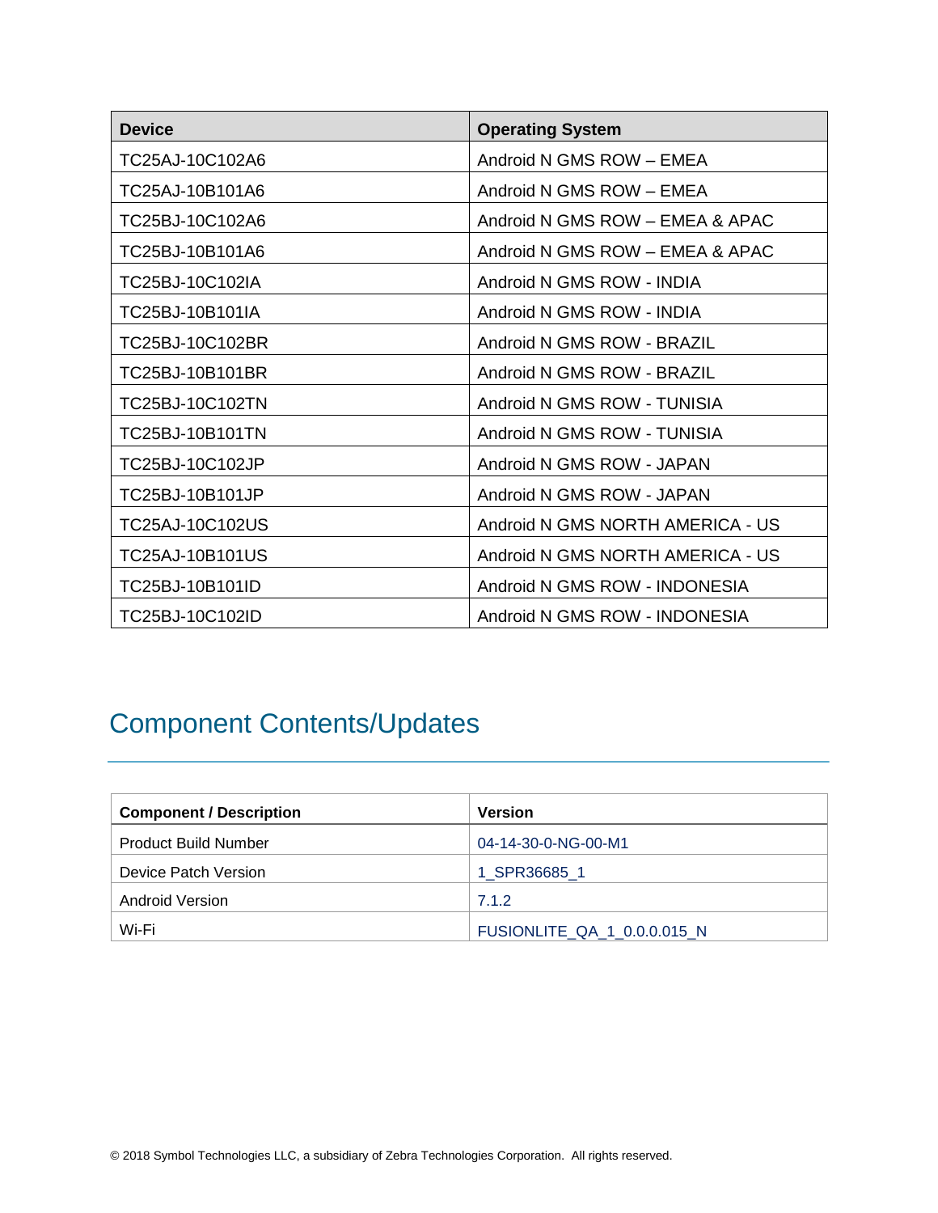| Device | Operating System |
| --- | --- |
| TC25AJ-10C102A6 | Android N GMS ROW – EMEA |
| TC25AJ-10B101A6 | Android N GMS ROW – EMEA |
| TC25BJ-10C102A6 | Android N GMS ROW – EMEA & APAC |
| TC25BJ-10B101A6 | Android N GMS ROW – EMEA & APAC |
| TC25BJ-10C102IA | Android N GMS ROW - INDIA |
| TC25BJ-10B101IA | Android N GMS ROW - INDIA |
| TC25BJ-10C102BR | Android N GMS ROW - BRAZIL |
| TC25BJ-10B101BR | Android N GMS ROW - BRAZIL |
| TC25BJ-10C102TN | Android N GMS ROW - TUNISIA |
| TC25BJ-10B101TN | Android N GMS ROW - TUNISIA |
| TC25BJ-10C102JP | Android N GMS ROW - JAPAN |
| TC25BJ-10B101JP | Android N GMS ROW - JAPAN |
| TC25AJ-10C102US | Android N GMS NORTH AMERICA - US |
| TC25AJ-10B101US | Android N GMS NORTH AMERICA - US |
| TC25BJ-10B101ID | Android N GMS ROW - INDONESIA |
| TC25BJ-10C102ID | Android N GMS ROW - INDONESIA |

## Component Contents/Updates

| Component / Description | Version |
| --- | --- |
| Product Build Number | 04-14-30-0-NG-00-M1 |
| Device Patch Version | 1_SPR36685_1 |
| Android Version | 7.1.2 |
| Wi-Fi | FUSIONLITE_QA_1_0.0.0.015_N |

© 2018 Symbol Technologies LLC, a subsidiary of Zebra Technologies Corporation. All rights reserved.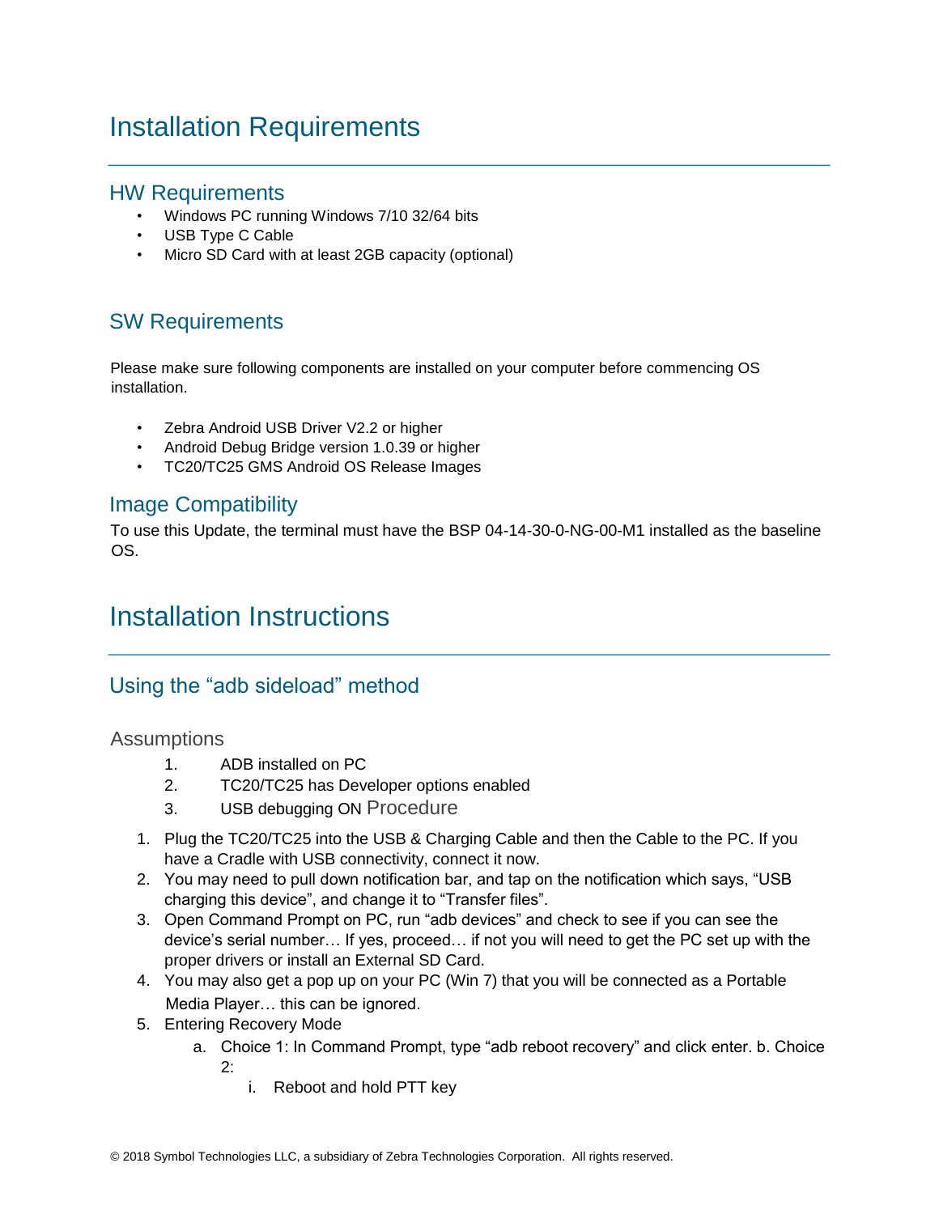# Installation Requirements

## HW Requirements

- Windows PC running Windows 7/10 32/64 bits
- USB Type C Cable
- Micro SD Card with at least 2GB capacity (optional)

## SW Requirements

Please make sure following components are installed on your computer before commencing OS installation.

- Zebra Android USB Driver V2.2 or higher
- Android Debug Bridge version 1.0.39 or higher
- TC20/TC25 GMS Android OS Release Images

## Image Compatibility

To use this Update, the terminal must have the BSP 04-14-30-0-NG-00-M1 installed as the baseline OS.

# Installation Instructions

## Using the "adb sideload" method

### Assumptions

1. ADB installed on PC
2. TC20/TC25 has Developer options enabled
3. USB debugging ON

### Procedure

1. Plug the TC20/TC25 into the USB & Charging Cable and then the Cable to the PC. If you have a Cradle with USB connectivity, connect it now.
2. You may need to pull down notification bar, and tap on the notification which says, "USB charging this device", and change it to "Transfer files".
3. Open Command Prompt on PC, run "adb devices" and check to see if you can see the device's serial number… If yes, proceed… if not you will need to get the PC set up with the proper drivers or install an External SD Card.
4. You may also get a pop up on your PC (Win 7) that you will be connected as a Portable Media Player… this can be ignored.
5. Entering Recovery Mode
    a. Choice 1: In Command Prompt, type "adb reboot recovery" and click enter.
    b. Choice 2:
        i. Reboot and hold PTT key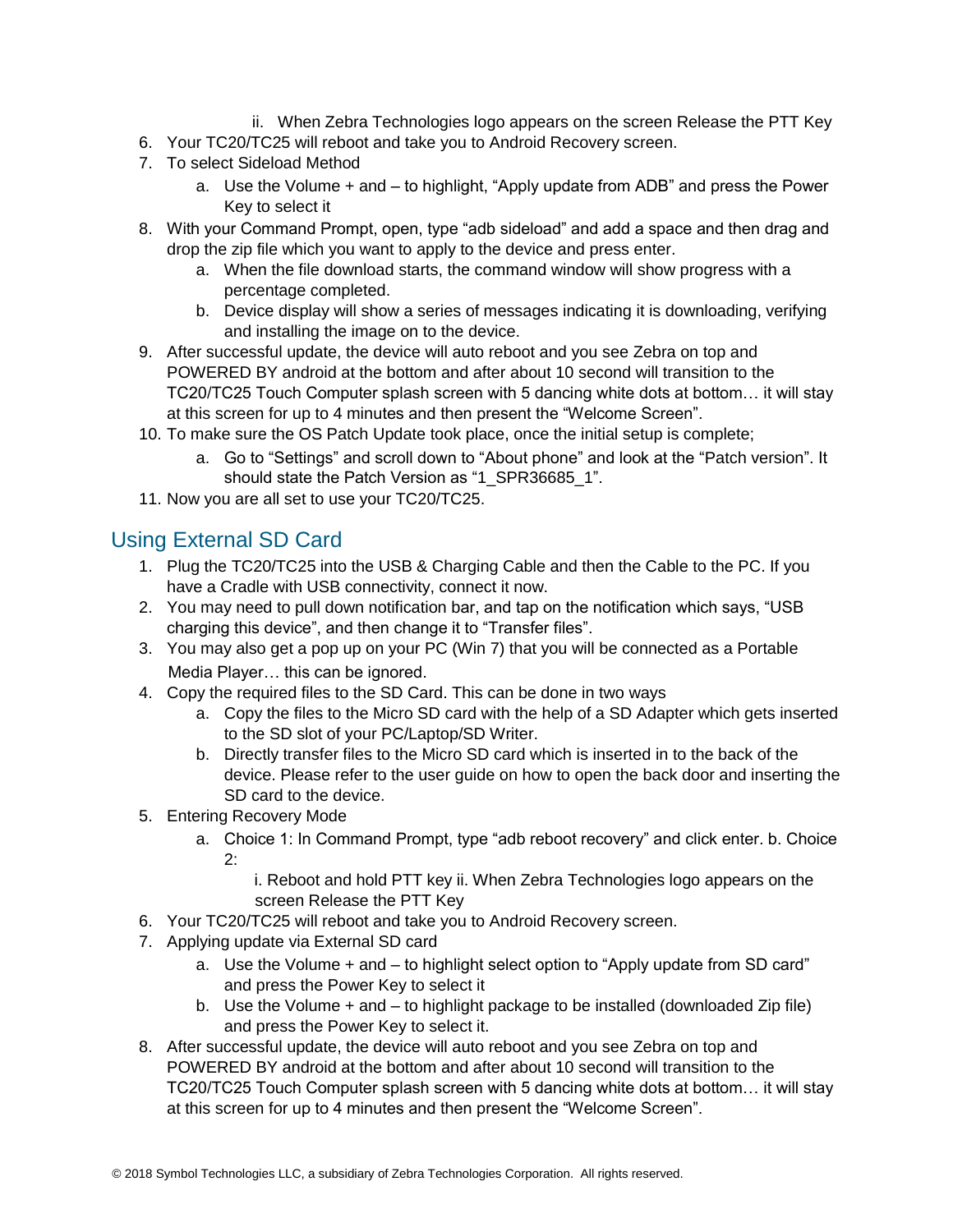ii. When Zebra Technologies logo appears on the screen Release the PTT Key

6. Your TC20/TC25 will reboot and take you to Android Recovery screen.
7. To select Sideload Method
   a. Use the Volume + and – to highlight, "Apply update from ADB" and press the Power Key to select it
8. With your Command Prompt, open, type "adb sideload" and add a space and then drag and drop the zip file which you want to apply to the device and press enter.
   a. When the file download starts, the command window will show progress with a percentage completed.
   b. Device display will show a series of messages indicating it is downloading, verifying and installing the image on to the device.
9. After successful update, the device will auto reboot and you see Zebra on top and POWERED BY android at the bottom and after about 10 second will transition to the TC20/TC25 Touch Computer splash screen with 5 dancing white dots at bottom… it will stay at this screen for up to 4 minutes and then present the "Welcome Screen".
10. To make sure the OS Patch Update took place, once the initial setup is complete;
    a. Go to "Settings" and scroll down to "About phone" and look at the "Patch version". It should state the Patch Version as "1_SPR36685_1".
11. Now you are all set to use your TC20/TC25.

## Using External SD Card

1. Plug the TC20/TC25 into the USB & Charging Cable and then the Cable to the PC. If you have a Cradle with USB connectivity, connect it now.
2. You may need to pull down notification bar, and tap on the notification which says, "USB charging this device", and then change it to "Transfer files".
3. You may also get a pop up on your PC (Win 7) that you will be connected as a Portable Media Player… this can be ignored.
4. Copy the required files to the SD Card. This can be done in two ways
   a. Copy the files to the Micro SD card with the help of a SD Adapter which gets inserted to the SD slot of your PC/Laptop/SD Writer.
   b. Directly transfer files to the Micro SD card which is inserted in to the back of the device. Please refer to the user guide on how to open the back door and inserting the SD card to the device.
5. Entering Recovery Mode
   a. Choice 1: In Command Prompt, type "adb reboot recovery" and click enter. b. Choice 2:
      i. Reboot and hold PTT key ii. When Zebra Technologies logo appears on the screen Release the PTT Key
6. Your TC20/TC25 will reboot and take you to Android Recovery screen.
7. Applying update via External SD card
   a. Use the Volume + and – to highlight select option to "Apply update from SD card" and press the Power Key to select it
   b. Use the Volume + and – to highlight package to be installed (downloaded Zip file) and press the Power Key to select it.
8. After successful update, the device will auto reboot and you see Zebra on top and POWERED BY android at the bottom and after about 10 second will transition to the TC20/TC25 Touch Computer splash screen with 5 dancing white dots at bottom… it will stay at this screen for up to 4 minutes and then present the "Welcome Screen".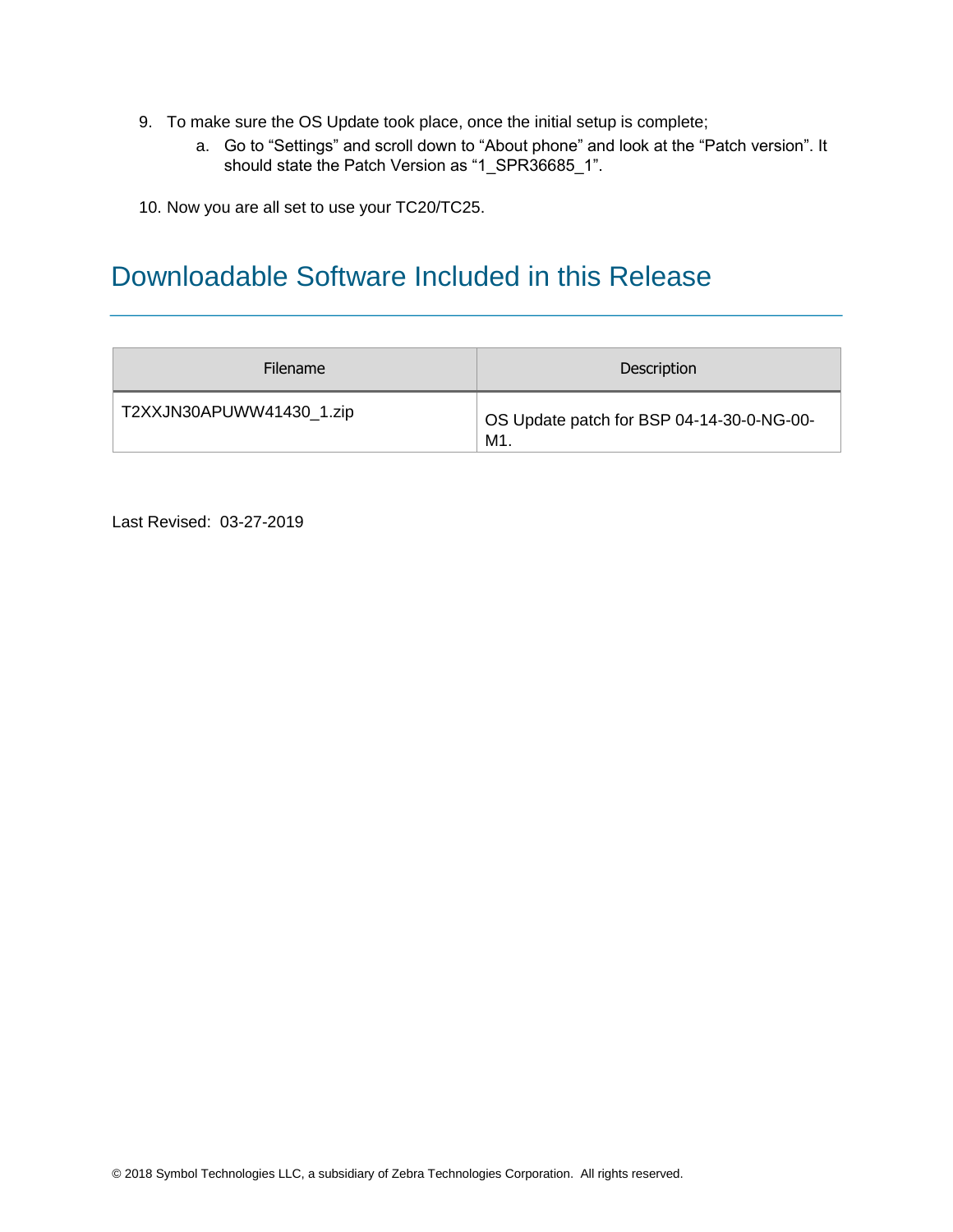9. To make sure the OS Update took place, once the initial setup is complete;
   a. Go to “Settings” and scroll down to “About phone” and look at the “Patch version”. It should state the Patch Version as “1_SPR36685_1”.

10. Now you are all set to use your TC20/TC25.

## Downloadable Software Included in this Release

| Filename | Description |
| --- | --- |
| T2XXJN30APUWW41430_1.zip | OS Update patch for BSP 04-14-30-0-NG-00-M1. |

Last Revised: 03-27-2019